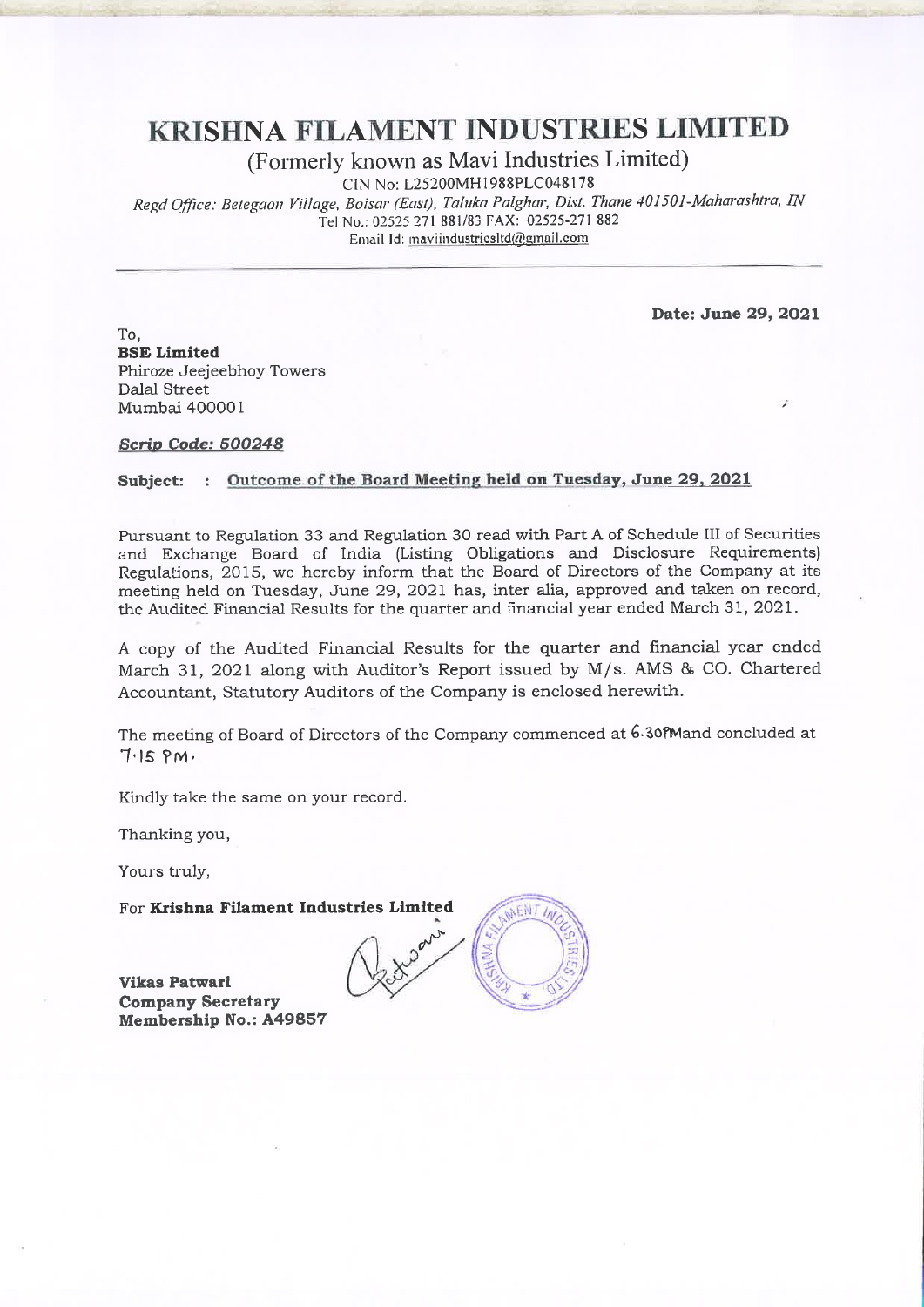# KRISHNA FILAMENT INDUSTRIES LIMITED

(Formerly known as Mavi Industries Limited)

CIN No: L25200MH1988PLC048178

*Regd Office: Betegaon Village, Boisar (East), Taluka Palghar, Dist. Thane 401501-Maharashtra, IN*

Tel No.: 02525 271 881/83 FAX: 02525-271 882

Email Id: maviindustriesltd@gmail.com

---

**Date: June 29, 2021**

To,

**BSE Limited**

Phiroze Jeejeebhoy Towers

Dalal Street

Mumbai 400001

***Scrip Code: 500248***

**Subject: : Outcome of the Board Meeting held on Tuesday, June 29, 2021**

Pursuant to Regulation 33 and Regulation 30 read with Part A of Schedule III of Securities and Exchange Board of India (Listing Obligations and Disclosure Requirements) Regulations, 2015, we hereby inform that the Board of Directors of the Company at its meeting held on Tuesday, June 29, 2021 has, inter alia, approved and taken on record, the Audited Financial Results for the quarter and financial year ended March 31, 2021.

A copy of the Audited Financial Results for the quarter and financial year ended March 31, 2021 along with Auditor's Report issued by M/s. AMS & CO. Chartered Accountant, Statutory Auditors of the Company is enclosed herewith.

The meeting of Board of Directors of the Company commenced at 6.30PM and concluded at 7.15 PM.

Kindly take the same on your record.

Thanking you,

Yours truly,

For **Krishna Filament Industries Limited**

**Vikas Patwari**

**Company Secretary**

**Membership No.: A49857**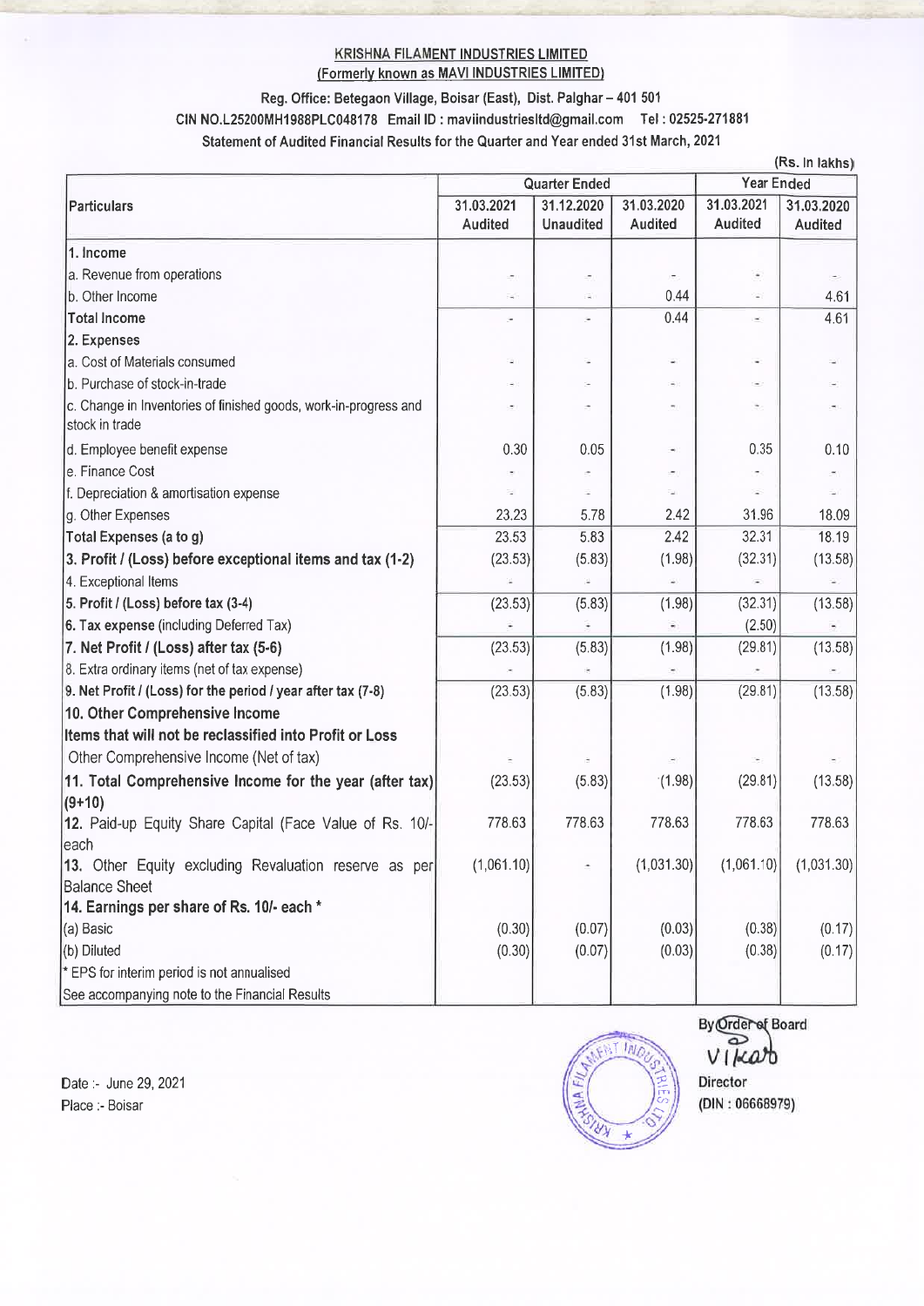**KRISHNA FILAMENT INDUSTRIES LIMITED**
**(Formerly known as MAVI INDUSTRIES LIMITED)**

**Reg. Office: Betegaon Village, Boisar (East), Dist. Palghar – 401 501**

**CIN NO.L25200MH1988PLC048178 Email ID : maviindustriesltd@gmail.com Tel : 02525-271881**

**Statement of Audited Financial Results for the Quarter and Year ended 31st March, 2021**

(Rs. In lakhs)

| Particulars | Quarter Ended | | | Year Ended | |
|---|---|---|---|---|---|
| | 31.03.2021 Audited | 31.12.2020 Unaudited | 31.03.2020 Audited | 31.03.2021 Audited | 31.03.2020 Audited |
| **1. Income** | | | | | |
| a. Revenue from operations | - | - | - | - | - |
| b. Other Income | - | - | 0.44 | - | 4.61 |
| **Total Income** | - | - | 0.44 | - | 4.61 |
| **2. Expenses** | | | | | |
| a. Cost of Materials consumed | - | - | - | - | - |
| b. Purchase of stock-in-trade | - | - | - | - | - |
| c. Change in Inventories of finished goods, work-in-progress and stock in trade | - | - | - | - | - |
| d. Employee benefit expense | 0.30 | 0.05 | - | 0.35 | 0.10 |
| e. Finance Cost | - | - | - | - | - |
| f. Depreciation & amortisation expense | - | - | - | - | - |
| g. Other Expenses | 23.23 | 5.78 | 2.42 | 31.96 | 18.09 |
| **Total Expenses (a to g)** | 23.53 | 5.83 | 2.42 | 32.31 | 18.19 |
| **3. Profit / (Loss) before exceptional items and tax (1-2)** | (23.53) | (5.83) | (1.98) | (32.31) | (13.58) |
| 4. Exceptional Items | - | - | - | - | - |
| **5. Profit / (Loss) before tax (3-4)** | (23.53) | (5.83) | (1.98) | (32.31) | (13.58) |
| **6. Tax expense** (including Deferred Tax) | - | - | - | (2.50) | - |
| **7. Net Profit / (Loss) after tax (5-6)** | (23.53) | (5.83) | (1.98) | (29.81) | (13.58) |
| 8. Extra ordinary items (net of tax expense) | - | - | - | - | - |
| **9. Net Profit / (Loss) for the period / year after tax (7-8)** | (23.53) | (5.83) | (1.98) | (29.81) | (13.58) |
| **10. Other Comprehensive Income** | | | | | |
| **Items that will not be reclassified into Profit or Loss** | | | | | |
| Other Comprehensive Income (Net of tax) | - | - | - | - | - |
| **11. Total Comprehensive Income for the year (after tax) (9+10)** | (23.53) | (5.83) | (1.98) | (29.81) | (13.58) |
| **12.** Paid-up Equity Share Capital (Face Value of Rs. 10/- each | 778.63 | 778.63 | 778.63 | 778.63 | 778.63 |
| **13.** Other Equity excluding Revaluation reserve as per Balance Sheet | (1,061.10) | - | (1,031.30) | (1,061.10) | (1,031.30) |
| **14. Earnings per share of Rs. 10/- each *** | | | | | |
| (a) Basic | (0.30) | (0.07) | (0.03) | (0.38) | (0.17) |
| (b) Diluted | (0.30) | (0.07) | (0.03) | (0.38) | (0.17) |
| * EPS for interim period is not annualised | | | | | |
| See accompanying note to the Financial Results | | | | | |

By Order of Board

Vikas

Director

(DIN : 06668979)

Date :- June 29, 2021

Place :- Boisar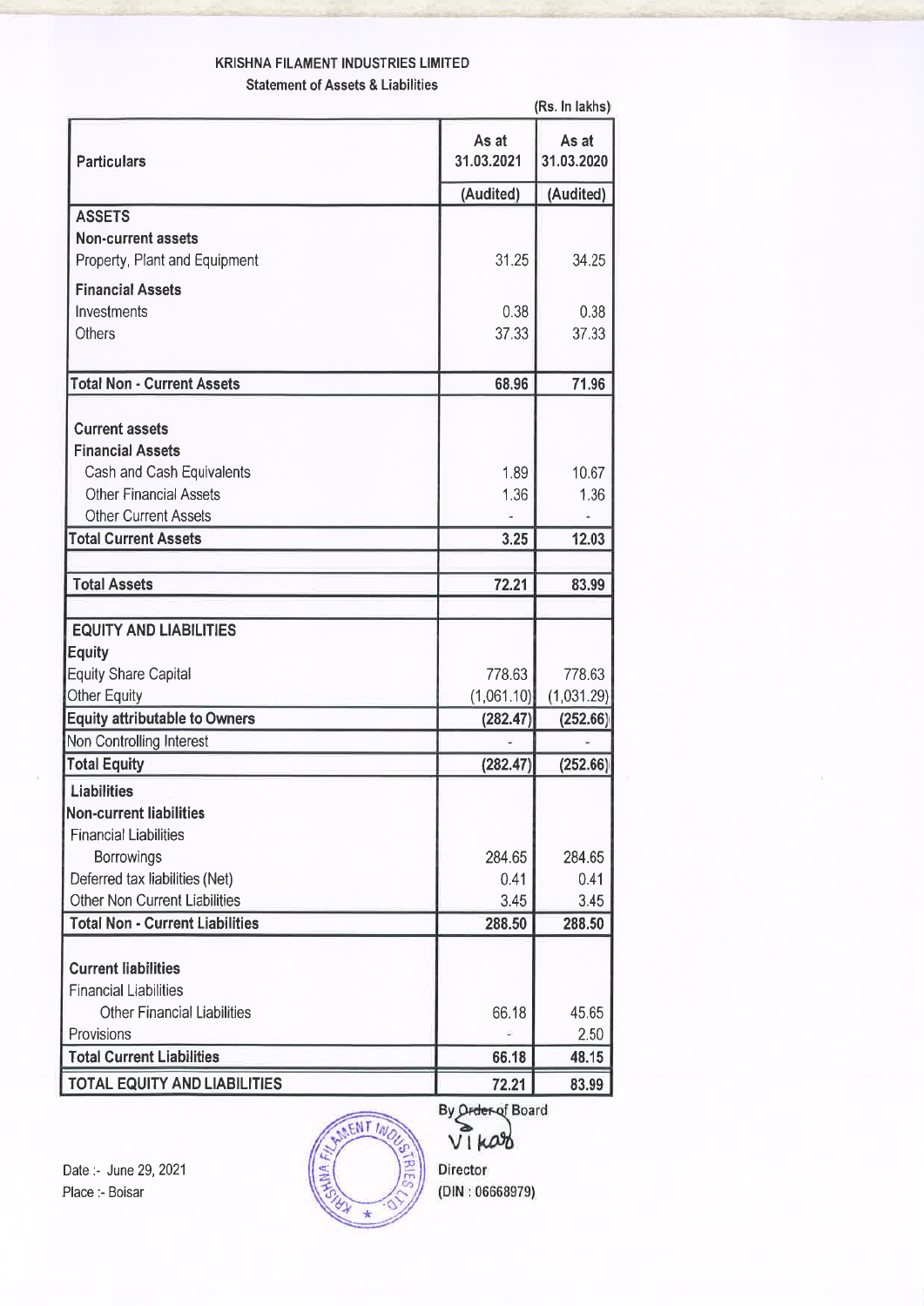# KRISHNA FILAMENT INDUSTRIES LIMITED

## Statement of Assets & Liabilities

(Rs. In lakhs)

| Particulars | As at 31.03.2021 | As at 31.03.2020 |
|---|---|---|
| | (Audited) | (Audited) |
| **ASSETS** | | |
| **Non-current assets** | | |
| Property, Plant and Equipment | 31.25 | 34.25 |
| **Financial Assets** | | |
| Investments | 0.38 | 0.38 |
| Others | 37.33 | 37.33 |
| **Total Non - Current Assets** | **68.96** | **71.96** |
| **Current assets** | | |
| **Financial Assets** | | |
| Cash and Cash Equivalents | 1.89 | 10.67 |
| Other Financial Assets | 1.36 | 1.36 |
| Other Current Assets | - | - |
| **Total Current Assets** | **3.25** | **12.03** |
| **Total Assets** | **72.21** | **83.99** |
| **EQUITY AND LIABILITIES** | | |
| **Equity** | | |
| Equity Share Capital | 778.63 | 778.63 |
| Other Equity | (1,061.10) | (1,031.29) |
| **Equity attributable to Owners** | **(282.47)** | **(252.66)** |
| Non Controlling Interest | - | - |
| **Total Equity** | **(282.47)** | **(252.66)** |
| **Liabilities** | | |
| **Non-current liabilities** | | |
| Financial Liabilities | | |
| Borrowings | 284.65 | 284.65 |
| Deferred tax liabilities (Net) | 0.41 | 0.41 |
| Other Non Current Liabilities | 3.45 | 3.45 |
| **Total Non - Current Liabilities** | **288.50** | **288.50** |
| **Current liabilities** | | |
| Financial Liabilities | | |
| Other Financial Liabilities | 66.18 | 45.65 |
| Provisions | - | 2.50 |
| **Total Current Liabilities** | **66.18** | **48.15** |
| **TOTAL EQUITY AND LIABILITIES** | **72.21** | **83.99** |

By Order of Board

Vikas

Director

(DIN : 06668979)

Date :- June 29, 2021

Place :- Boisar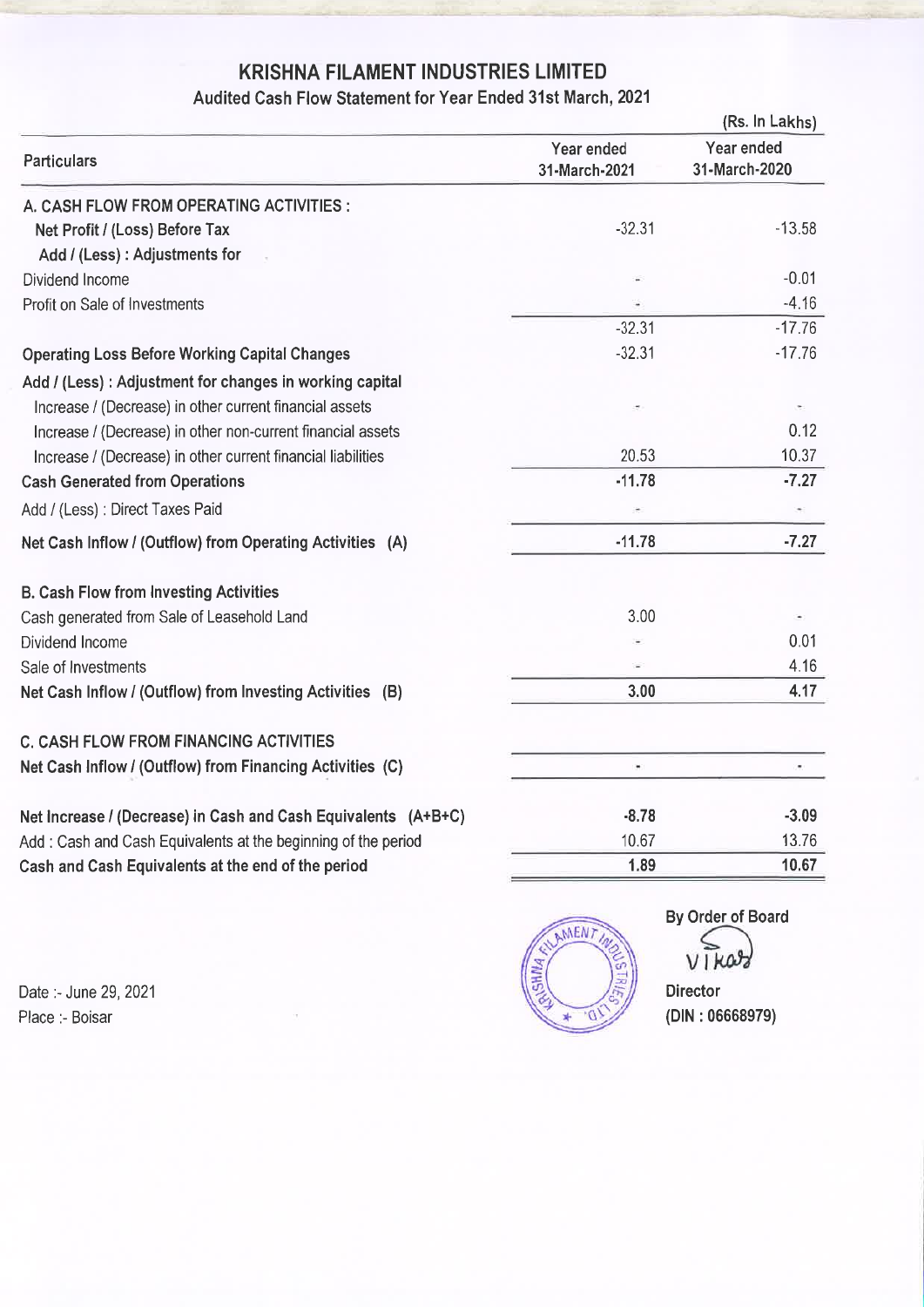# KRISHNA FILAMENT INDUSTRIES LIMITED

## Audited Cash Flow Statement for Year Ended 31st March, 2021

(Rs. In Lakhs)

| Particulars | Year ended 31-March-2021 | Year ended 31-March-2020 |
|---|---|---|
| **A. CASH FLOW FROM OPERATING ACTIVITIES :** | | |
| **Net Profit / (Loss) Before Tax** | -32.31 | -13.58 |
| **Add / (Less) : Adjustments for** | | |
| Dividend Income | - | -0.01 |
| Profit on Sale of Investments | - | -4.16 |
| | -32.31 | -17.76 |
| **Operating Loss Before Working Capital Changes** | -32.31 | -17.76 |
| **Add / (Less) : Adjustment for changes in working capital** | | |
| Increase / (Decrease) in other current financial assets | - | - |
| Increase / (Decrease) in other non-current financial assets | | 0.12 |
| Increase / (Decrease) in other current financial liabilities | 20.53 | 10.37 |
| **Cash Generated from Operations** | **-11.78** | **-7.27** |
| Add / (Less) : Direct Taxes Paid | - | - |
| **Net Cash Inflow / (Outflow) from Operating Activities (A)** | **-11.78** | **-7.27** |
| | | |
| **B. Cash Flow from Investing Activities** | | |
| Cash generated from Sale of Leasehold Land | 3.00 | - |
| Dividend Income | - | 0.01 |
| Sale of Investments | - | 4.16 |
| **Net Cash Inflow / (Outflow) from Investing Activities (B)** | **3.00** | **4.17** |
| | | |
| **C. CASH FLOW FROM FINANCING ACTIVITIES** | | |
| **Net Cash Inflow / (Outflow) from Financing Activities (C)** | - | - |
| | | |
| **Net Increase / (Decrease) in Cash and Cash Equivalents (A+B+C)** | **-8.78** | **-3.09** |
| Add : Cash and Cash Equivalents at the beginning of the period | 10.67 | 13.76 |
| **Cash and Cash Equivalents at the end of the period** | **1.89** | **10.67** |

Date :- June 29, 2021

Place :- Boisar

**By Order of Board**

Vikas

**Director**

**(DIN : 06668979)**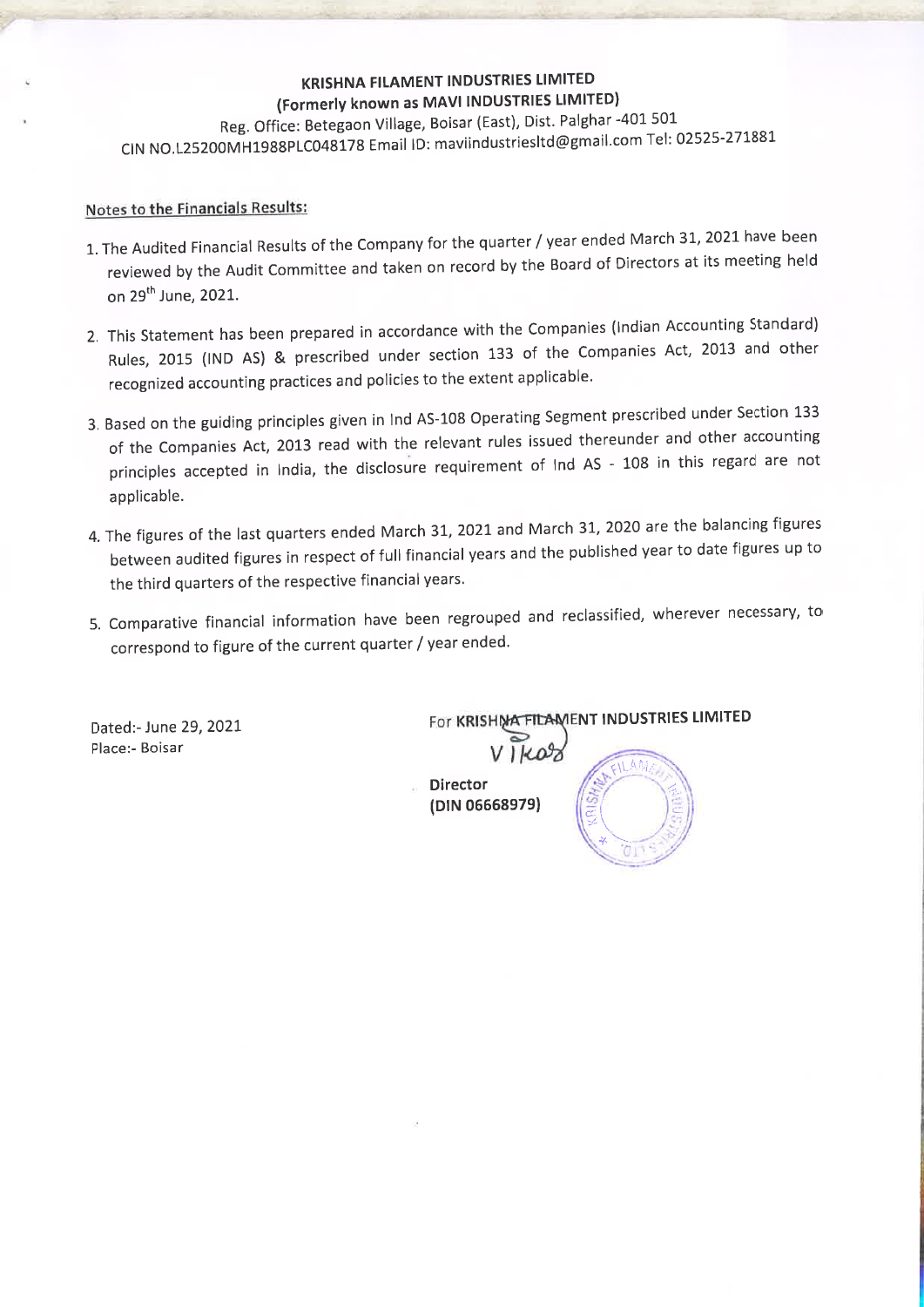**KRISHNA FILAMENT INDUSTRIES LIMITED**
**(Formerly known as MAVI INDUSTRIES LIMITED)**
Reg. Office: Betegaon Village, Boisar (East), Dist. Palghar -401 501
CIN NO.L25200MH1988PLC048178 Email ID: maviindustriesltd@gmail.com Tel: 02525-271881

**Notes to the Financials Results:**

1. The Audited Financial Results of the Company for the quarter / year ended March 31, 2021 have been reviewed by the Audit Committee and taken on record by the Board of Directors at its meeting held on 29th June, 2021.

2. This Statement has been prepared in accordance with the Companies (Indian Accounting Standard) Rules, 2015 (IND AS) & prescribed under section 133 of the Companies Act, 2013 and other recognized accounting practices and policies to the extent applicable.

3. Based on the guiding principles given in Ind AS-108 Operating Segment prescribed under Section 133 of the Companies Act, 2013 read with the relevant rules issued thereunder and other accounting principles accepted in India, the disclosure requirement of Ind AS - 108 in this regard are not applicable.

4. The figures of the last quarters ended March 31, 2021 and March 31, 2020 are the balancing figures between audited figures in respect of full financial years and the published year to date figures up to the third quarters of the respective financial years.

5. Comparative financial information have been regrouped and reclassified, wherever necessary, to correspond to figure of the current quarter / year ended.

Dated:- June 29, 2021
Place:- Boisar

For KRISHNA FILAMENT INDUSTRIES LIMITED

Vikas

Director
(DIN 06668979)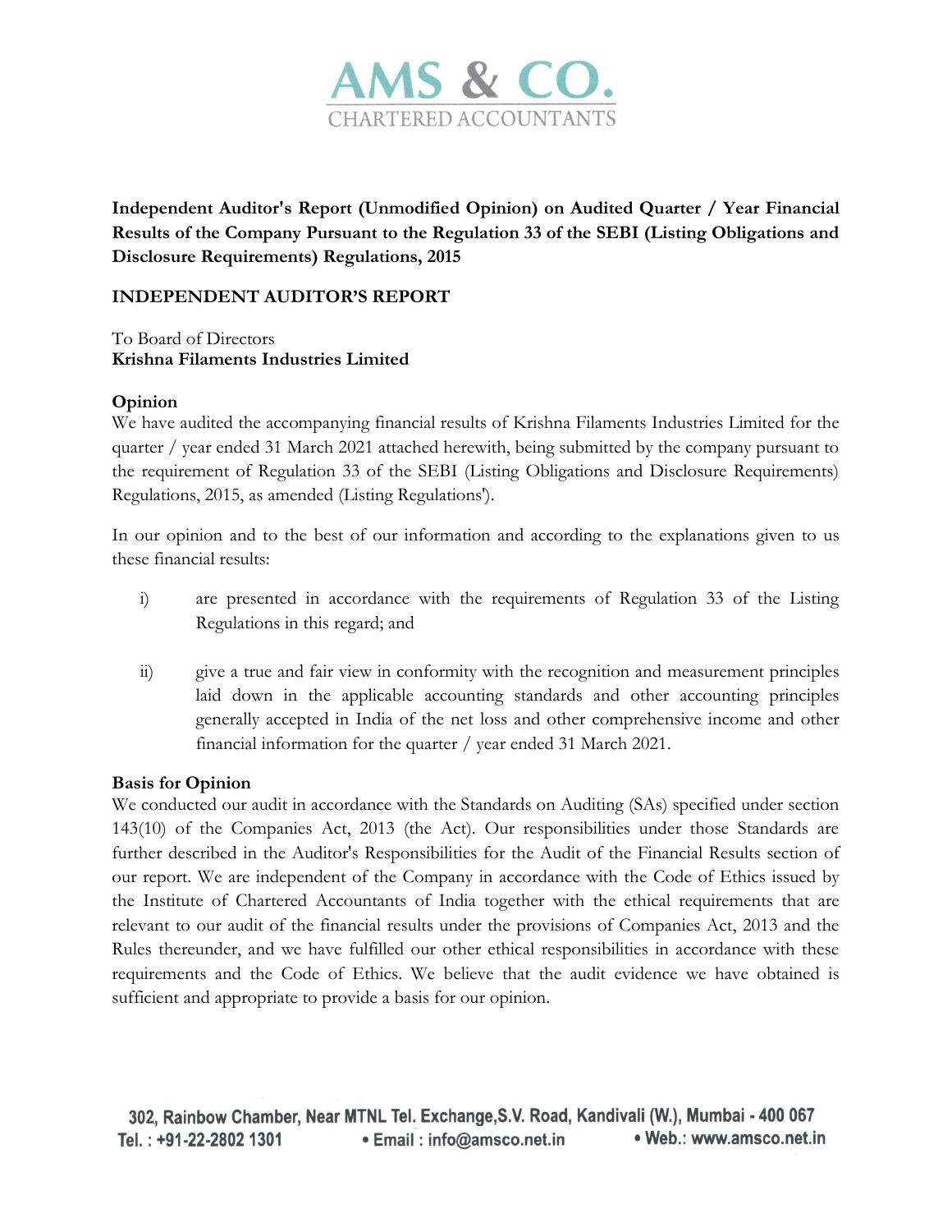**AMS & CO.**
CHARTERED ACCOUNTANTS

**Independent Auditor's Report (Unmodified Opinion) on Audited Quarter / Year Financial Results of the Company Pursuant to the Regulation 33 of the SEBI (Listing Obligations and Disclosure Requirements) Regulations, 2015**

**INDEPENDENT AUDITOR'S REPORT**

To Board of Directors
**Krishna Filaments Industries Limited**

**Opinion**

We have audited the accompanying financial results of Krishna Filaments Industries Limited for the quarter / year ended 31 March 2021 attached herewith, being submitted by the company pursuant to the requirement of Regulation 33 of the SEBI (Listing Obligations and Disclosure Requirements) Regulations, 2015, as amended (Listing Regulations').

In our opinion and to the best of our information and according to the explanations given to us these financial results:

i) are presented in accordance with the requirements of Regulation 33 of the Listing Regulations in this regard; and

ii) give a true and fair view in conformity with the recognition and measurement principles laid down in the applicable accounting standards and other accounting principles generally accepted in India of the net loss and other comprehensive income and other financial information for the quarter / year ended 31 March 2021.

**Basis for Opinion**

We conducted our audit in accordance with the Standards on Auditing (SAs) specified under section 143(10) of the Companies Act, 2013 (the Act). Our responsibilities under those Standards are further described in the Auditor's Responsibilities for the Audit of the Financial Results section of our report. We are independent of the Company in accordance with the Code of Ethics issued by the Institute of Chartered Accountants of India together with the ethical requirements that are relevant to our audit of the financial results under the provisions of Companies Act, 2013 and the Rules thereunder, and we have fulfilled our other ethical responsibilities in accordance with these requirements and the Code of Ethics. We believe that the audit evidence we have obtained is sufficient and appropriate to provide a basis for our opinion.

302, Rainbow Chamber, Near MTNL Tel. Exchange,S.V. Road, Kandivali (W.), Mumbai - 400 067
Tel. : +91-22-2802 1301 • Email : info@amsco.net.in • Web.: www.amsco.net.in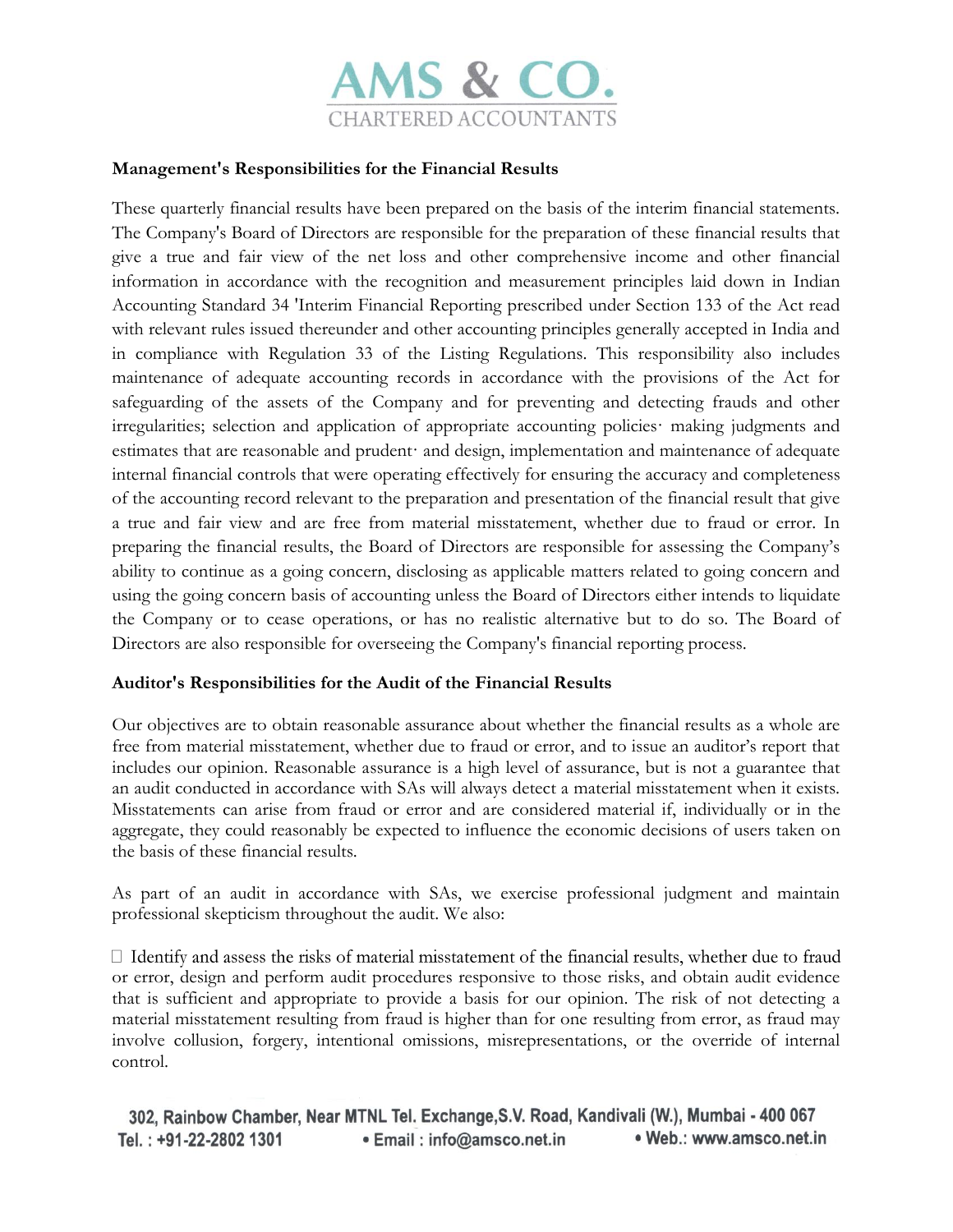#### Management's Responsibilities for the Financial Results

These quarterly financial results have been prepared on the basis of the interim financial statements. The Company's Board of Directors are responsible for the preparation of these financial results that give a true and fair view of the net loss and other comprehensive income and other financial information in accordance with the recognition and measurement principles laid down in Indian Accounting Standard 34 'Interim Financial Reporting prescribed under Section 133 of the Act read with relevant rules issued thereunder and other accounting principles generally accepted in India and in compliance with Regulation 33 of the Listing Regulations. This responsibility also includes maintenance of adequate accounting records in accordance with the provisions of the Act for safeguarding of the assets of the Company and for preventing and detecting frauds and other irregularities; selection and application of appropriate accounting policies· making judgments and estimates that are reasonable and prudent· and design, implementation and maintenance of adequate internal financial controls that were operating effectively for ensuring the accuracy and completeness of the accounting record relevant to the preparation and presentation of the financial result that give a true and fair view and are free from material misstatement, whether due to fraud or error. In preparing the financial results, the Board of Directors are responsible for assessing the Company's ability to continue as a going concern, disclosing as applicable matters related to going concern and using the going concern basis of accounting unless the Board of Directors either intends to liquidate the Company or to cease operations, or has no realistic alternative but to do so. The Board of Directors are also responsible for overseeing the Company's financial reporting process.

#### Auditor's Responsibilities for the Audit of the Financial Results

Our objectives are to obtain reasonable assurance about whether the financial results as a whole are free from material misstatement, whether due to fraud or error, and to issue an auditor's report that includes our opinion. Reasonable assurance is a high level of assurance, but is not a guarantee that an audit conducted in accordance with SAs will always detect a material misstatement when it exists. Misstatements can arise from fraud or error and are considered material if, individually or in the aggregate, they could reasonably be expected to influence the economic decisions of users taken on the basis of these financial results.

As part of an audit in accordance with SAs, we exercise professional judgment and maintain professional skepticism throughout the audit. We also:

- Identify and assess the risks of material misstatement of the financial results, whether due to fraud or error, design and perform audit procedures responsive to those risks, and obtain audit evidence that is sufficient and appropriate to provide a basis for our opinion. The risk of not detecting a material misstatement resulting from fraud is higher than for one resulting from error, as fraud may involve collusion, forgery, intentional omissions, misrepresentations, or the override of internal control.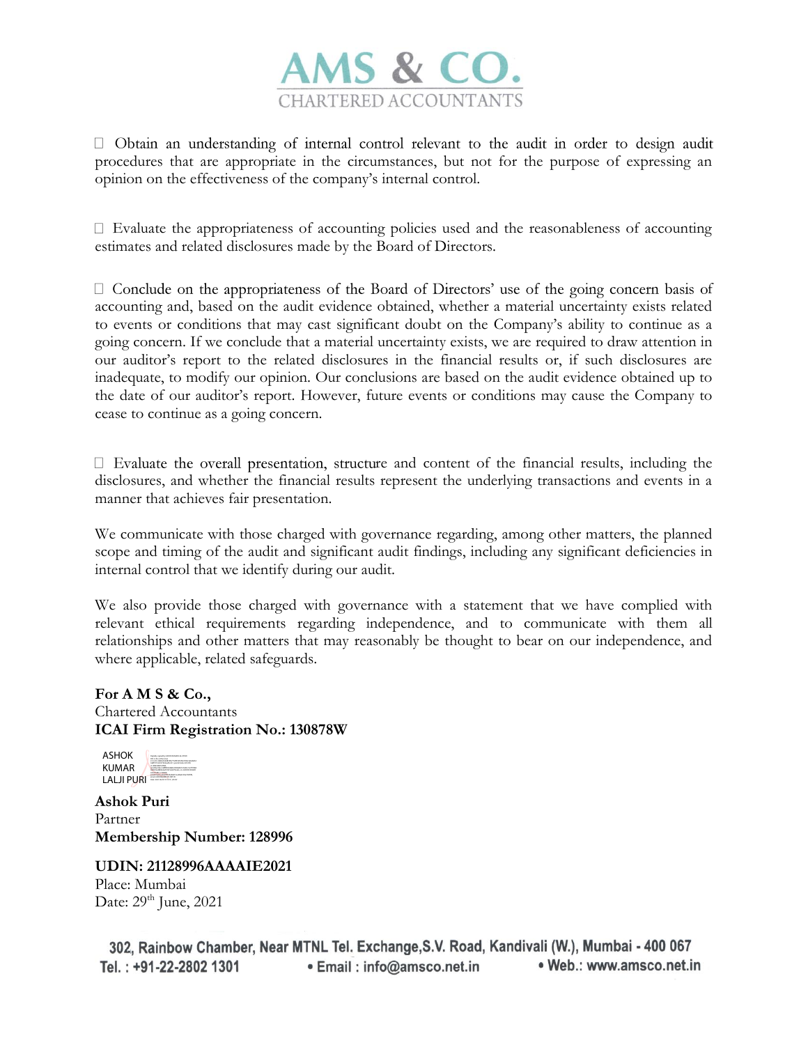- Obtain an understanding of internal control relevant to the audit in order to design audit procedures that are appropriate in the circumstances, but not for the purpose of expressing an opinion on the effectiveness of the company's internal control.

- Evaluate the appropriateness of accounting policies used and the reasonableness of accounting estimates and related disclosures made by the Board of Directors.

- Conclude on the appropriateness of the Board of Directors' use of the going concern basis of accounting and, based on the audit evidence obtained, whether a material uncertainty exists related to events or conditions that may cast significant doubt on the Company's ability to continue as a going concern. If we conclude that a material uncertainty exists, we are required to draw attention in our auditor's report to the related disclosures in the financial results or, if such disclosures are inadequate, to modify our opinion. Our conclusions are based on the audit evidence obtained up to the date of our auditor's report. However, future events or conditions may cause the Company to cease to continue as a going concern.

- Evaluate the overall presentation, structure and content of the financial results, including the disclosures, and whether the financial results represent the underlying transactions and events in a manner that achieves fair presentation.

We communicate with those charged with governance regarding, among other matters, the planned scope and timing of the audit and significant audit findings, including any significant deficiencies in internal control that we identify during our audit.

We also provide those charged with governance with a statement that we have complied with relevant ethical requirements regarding independence, and to communicate with them all relationships and other matters that may reasonably be thought to bear on our independence, and where applicable, related safeguards.

**For A M S & Co.,**
Chartered Accountants
**ICAI Firm Registration No.: 130878W**

ASHOK KUMAR LALJI PURI

**Ashok Puri**
Partner
**Membership Number: 128996**

**UDIN: 21128996AAAAIE2021**
Place: Mumbai
Date: 29th June, 2021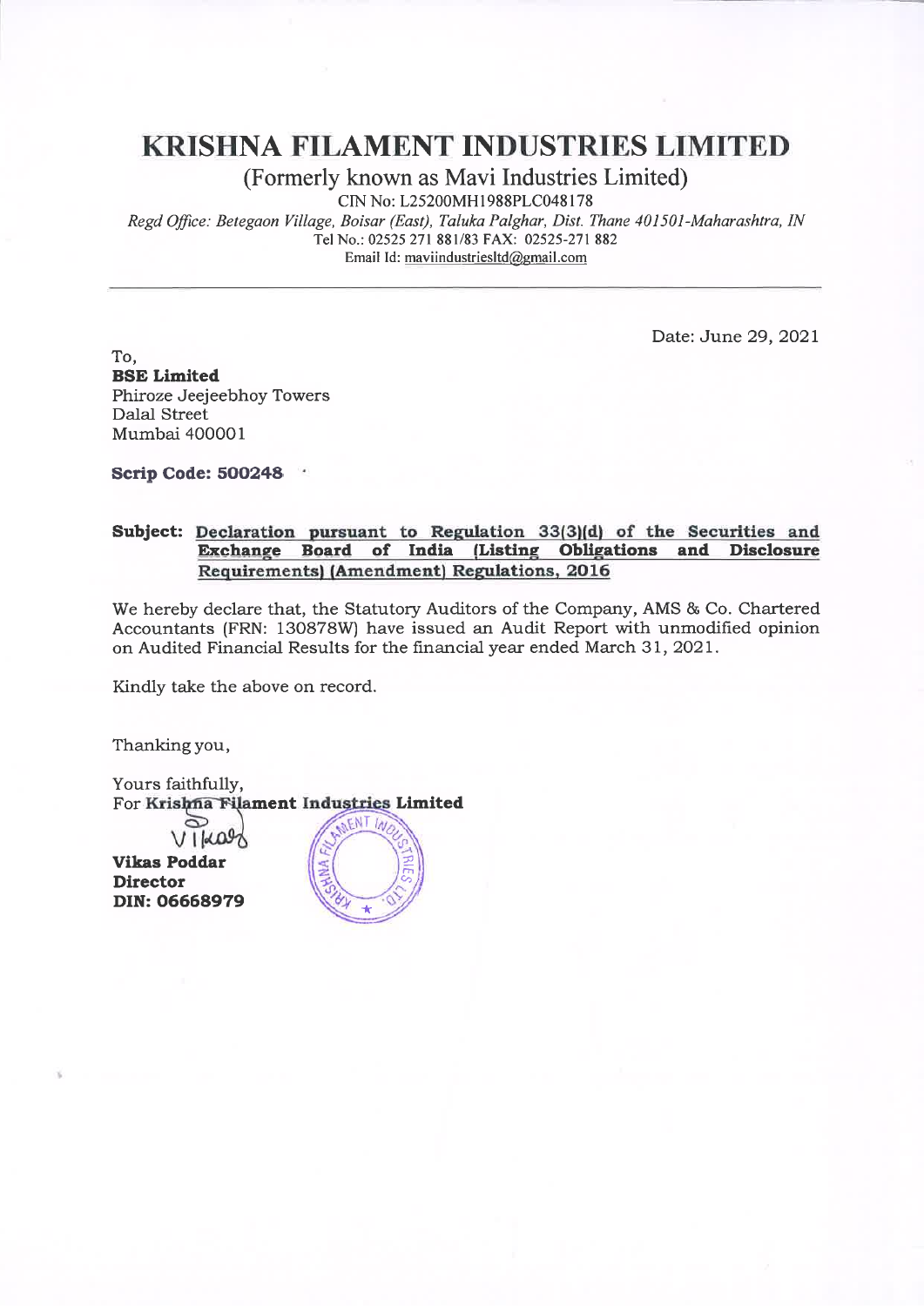# KRISHNA FILAMENT INDUSTRIES LIMITED

(Formerly known as Mavi Industries Limited)

CIN No: L25200MH1988PLC048178

*Regd Office: Betegaon Village, Boisar (East), Taluka Palghar, Dist. Thane 401501-Maharashtra, IN*

Tel No.: 02525 271 881/83 FAX: 02525-271 882

Email Id: maviindustriesltd@gmail.com

---

Date: June 29, 2021

To,

**BSE Limited**

Phiroze Jeejeebhoy Towers

Dalal Street

Mumbai 400001

**Scrip Code: 500248**

**Subject: Declaration pursuant to Regulation 33(3)(d) of the Securities and Exchange Board of India (Listing Obligations and Disclosure Requirements) (Amendment) Regulations, 2016**

We hereby declare that, the Statutory Auditors of the Company, AMS & Co. Chartered Accountants (FRN: 130878W) have issued an Audit Report with unmodified opinion on Audited Financial Results for the financial year ended March 31, 2021.

Kindly take the above on record.

Thanking you,

Yours faithfully,

For **Krishna Filament Industries Limited**

**Vikas Poddar**

**Director**

**DIN: 06668979**